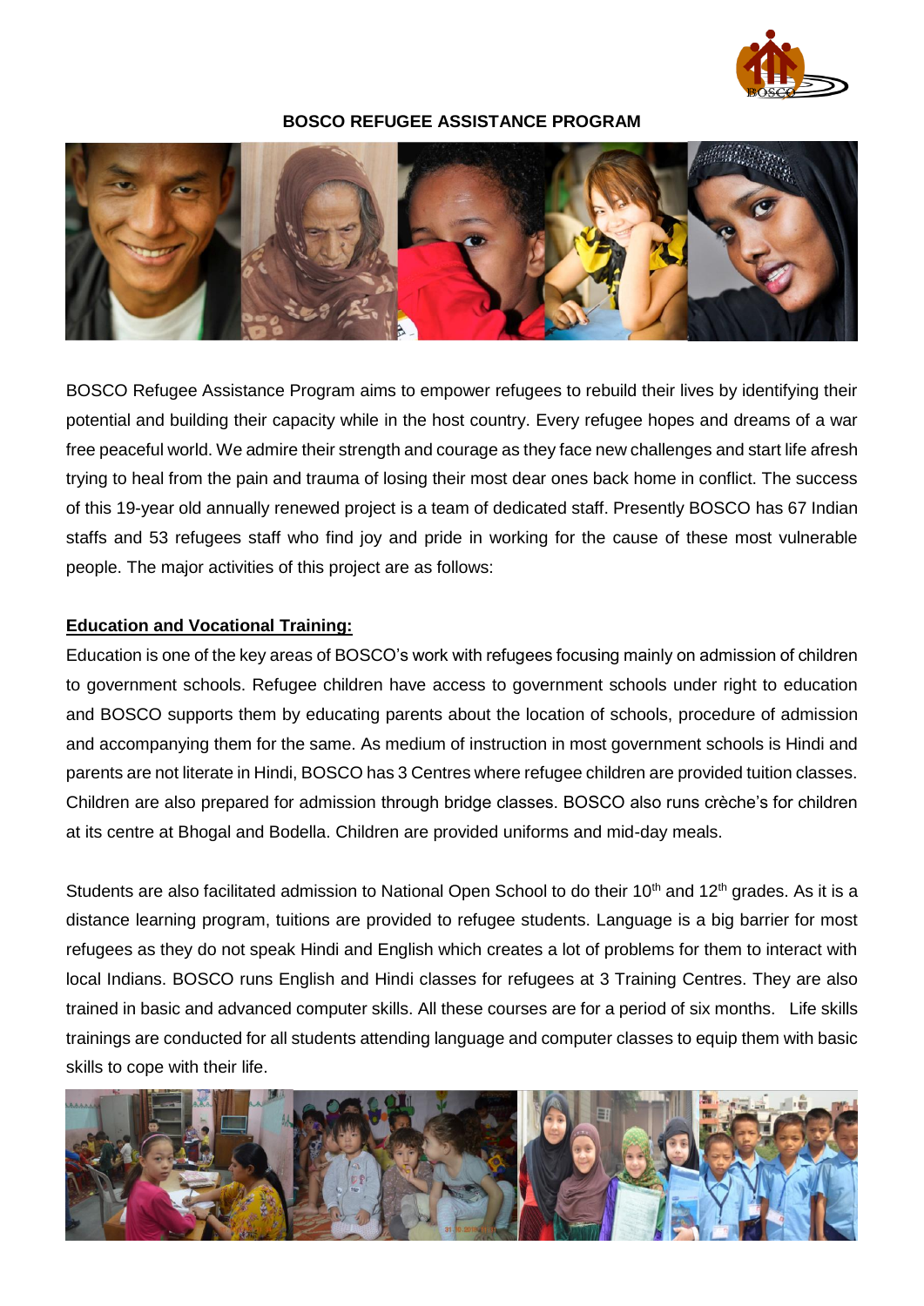# BOSCO REFUGEE ASSISTANCE PROGRAM

BOSCO Refugee Assistance Program aims to empower refugees to rebuild their lives by identifying their potential and building their capacity while in the host country. Every refugee hopes and dreams of a war free peaceful world. We admire their strength and courage as they face new challenges and start life afresh trying to heal from the pain and trauma of losing their most dear ones back home in conflict. The success of this 19-year old annually renewed project is a team of dedicated staff. Presently BOSCO has 67 Indian staffs and 53 refugees staff who find joy and pride in working for the cause of these most vulnerable people. The major activities of this project are as follows:

## Education and Vocational Training:

Education is one of the key areas of BOSCO's work with refugees focusing mainly on admission of children to government schools. Refugee children have access to government schools under right to education and BOSCO supports them by educating parents about the location of schools, procedure of admission and accompanying them for the same. As medium of instruction in most government schools is Hindi and parents are not literate in Hindi, BOSCO has 3 Centres where refugee children are provided tuition classes. Children are also prepared for admission through bridge classes. BOSCO also runs crèche's for children at its centre at Bhogal and Bodella. Children are provided uniforms and mid-day meals.

Students are also facilitated admission to National Open School to do their 10th and 12th grades. As it is a distance learning program, tuitions are provided to refugee students. Language is a big barrier for most refugees as they do not speak Hindi and English which creates a lot of problems for them to interact with local Indians. BOSCO runs English and Hindi classes for refugees at 3 Training Centres. They are also trained in basic and advanced computer skills. All these courses are for a period of six months. Life skills trainings are conducted for all students attending language and computer classes to equip them with basic skills to cope with their life.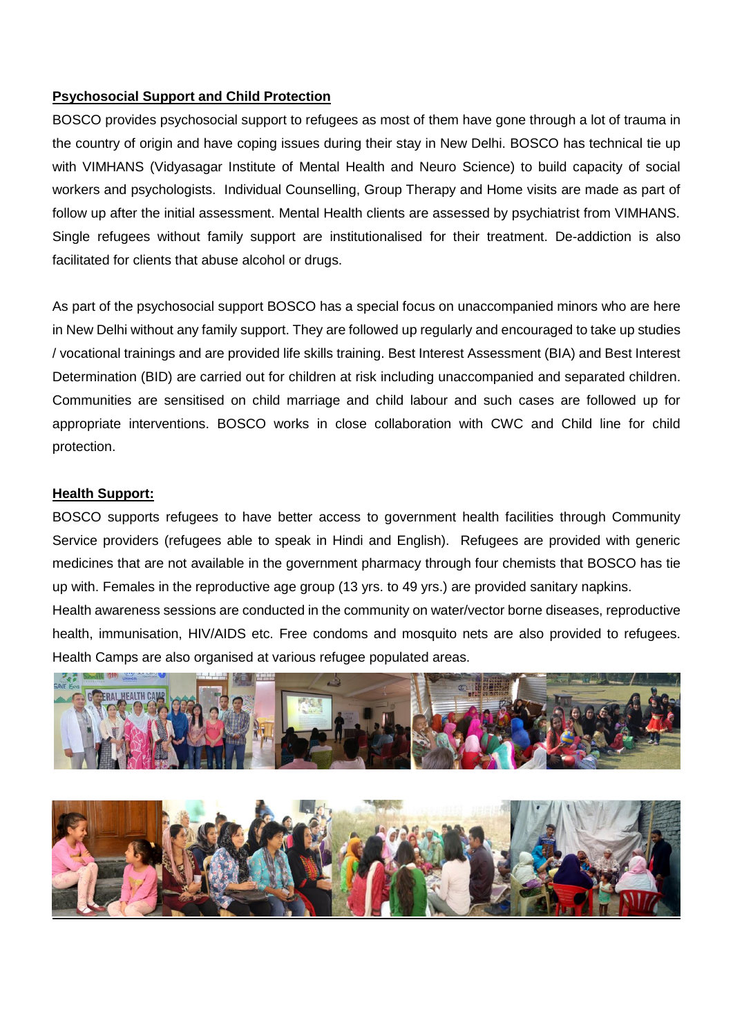**Psychosocial Support and Child Protection**

BOSCO provides psychosocial support to refugees as most of them have gone through a lot of trauma in the country of origin and have coping issues during their stay in New Delhi. BOSCO has technical tie up with VIMHANS (Vidyasagar Institute of Mental Health and Neuro Science) to build capacity of social workers and psychologists. Individual Counselling, Group Therapy and Home visits are made as part of follow up after the initial assessment. Mental Health clients are assessed by psychiatrist from VIMHANS. Single refugees without family support are institutionalised for their treatment. De-addiction is also facilitated for clients that abuse alcohol or drugs.

As part of the psychosocial support BOSCO has a special focus on unaccompanied minors who are here in New Delhi without any family support. They are followed up regularly and encouraged to take up studies / vocational trainings and are provided life skills training. Best Interest Assessment (BIA) and Best Interest Determination (BID) are carried out for children at risk including unaccompanied and separated children. Communities are sensitised on child marriage and child labour and such cases are followed up for appropriate interventions. BOSCO works in close collaboration with CWC and Child line for child protection.

**Health Support:**

BOSCO supports refugees to have better access to government health facilities through Community Service providers (refugees able to speak in Hindi and English). Refugees are provided with generic medicines that are not available in the government pharmacy through four chemists that BOSCO has tie up with. Females in the reproductive age group (13 yrs. to 49 yrs.) are provided sanitary napkins.

Health awareness sessions are conducted in the community on water/vector borne diseases, reproductive health, immunisation, HIV/AIDS etc. Free condoms and mosquito nets are also provided to refugees. Health Camps are also organised at various refugee populated areas.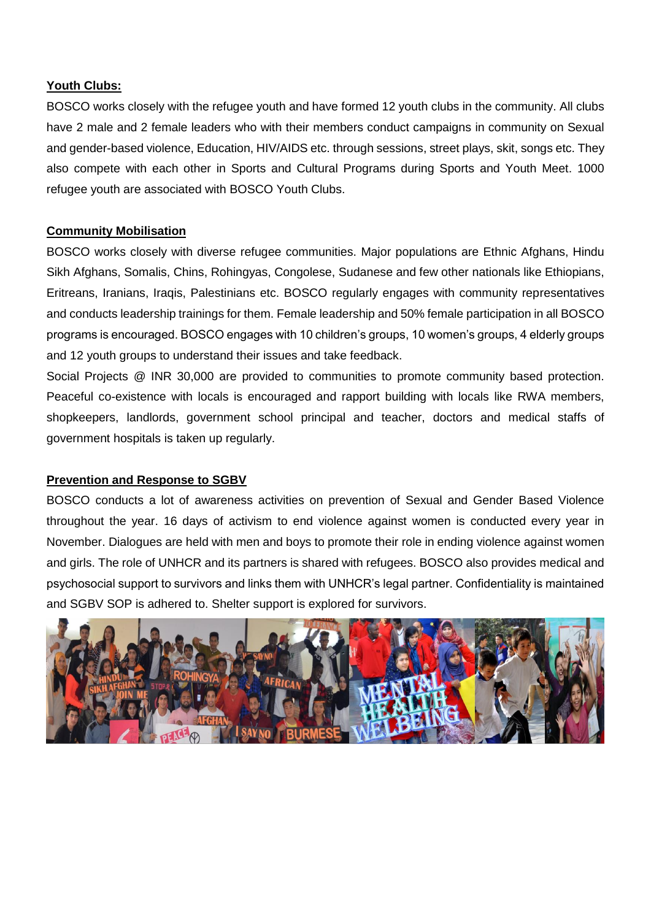**Youth Clubs:**

BOSCO works closely with the refugee youth and have formed 12 youth clubs in the community. All clubs have 2 male and 2 female leaders who with their members conduct campaigns in community on Sexual and gender-based violence, Education, HIV/AIDS etc. through sessions, street plays, skit, songs etc. They also compete with each other in Sports and Cultural Programs during Sports and Youth Meet. 1000 refugee youth are associated with BOSCO Youth Clubs.

**Community Mobilisation**

BOSCO works closely with diverse refugee communities. Major populations are Ethnic Afghans, Hindu Sikh Afghans, Somalis, Chins, Rohingyas, Congolese, Sudanese and few other nationals like Ethiopians, Eritreans, Iranians, Iraqis, Palestinians etc. BOSCO regularly engages with community representatives and conducts leadership trainings for them. Female leadership and 50% female participation in all BOSCO programs is encouraged. BOSCO engages with 10 children's groups, 10 women's groups, 4 elderly groups and 12 youth groups to understand their issues and take feedback.

Social Projects @ INR 30,000 are provided to communities to promote community based protection. Peaceful co-existence with locals is encouraged and rapport building with locals like RWA members, shopkeepers, landlords, government school principal and teacher, doctors and medical staffs of government hospitals is taken up regularly.

**Prevention and Response to SGBV**

BOSCO conducts a lot of awareness activities on prevention of Sexual and Gender Based Violence throughout the year. 16 days of activism to end violence against women is conducted every year in November. Dialogues are held with men and boys to promote their role in ending violence against women and girls. The role of UNHCR and its partners is shared with refugees. BOSCO also provides medical and psychosocial support to survivors and links them with UNHCR's legal partner. Confidentiality is maintained and SGBV SOP is adhered to. Shelter support is explored for survivors.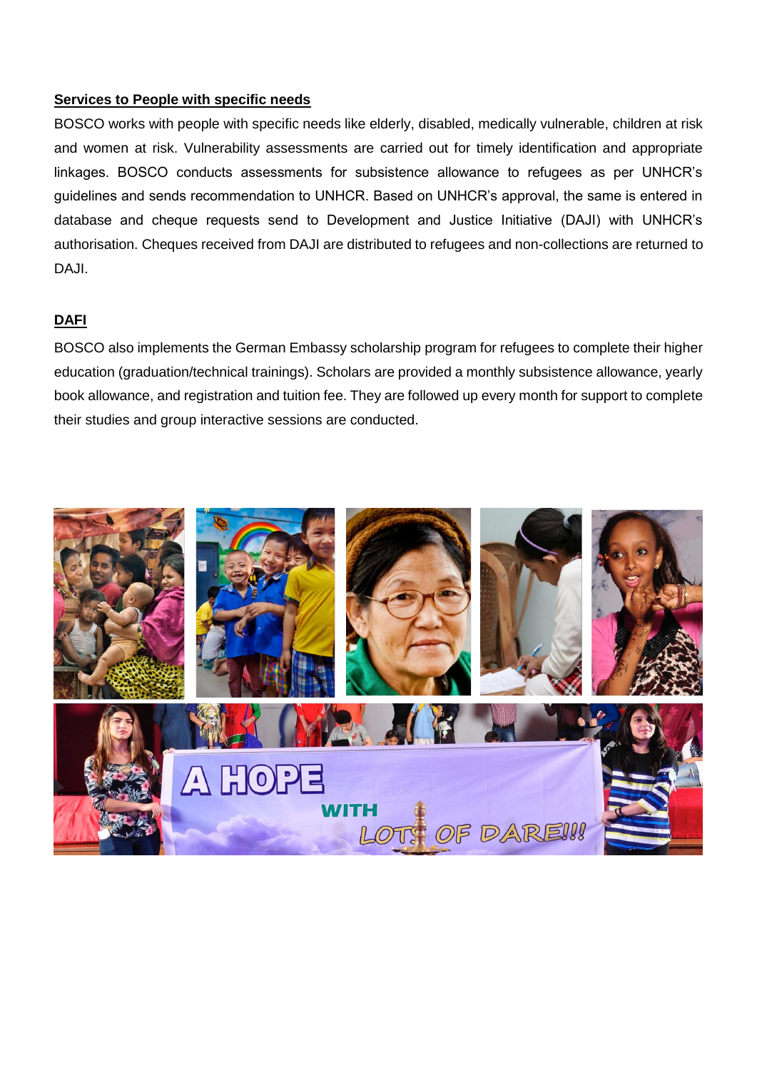**Services to People with specific needs**

BOSCO works with people with specific needs like elderly, disabled, medically vulnerable, children at risk and women at risk. Vulnerability assessments are carried out for timely identification and appropriate linkages. BOSCO conducts assessments for subsistence allowance to refugees as per UNHCR's guidelines and sends recommendation to UNHCR. Based on UNHCR's approval, the same is entered in database and cheque requests send to Development and Justice Initiative (DAJI) with UNHCR's authorisation. Cheques received from DAJI are distributed to refugees and non-collections are returned to DAJI.

**DAFI**

BOSCO also implements the German Embassy scholarship program for refugees to complete their higher education (graduation/technical trainings). Scholars are provided a monthly subsistence allowance, yearly book allowance, and registration and tuition fee. They are followed up every month for support to complete their studies and group interactive sessions are conducted.